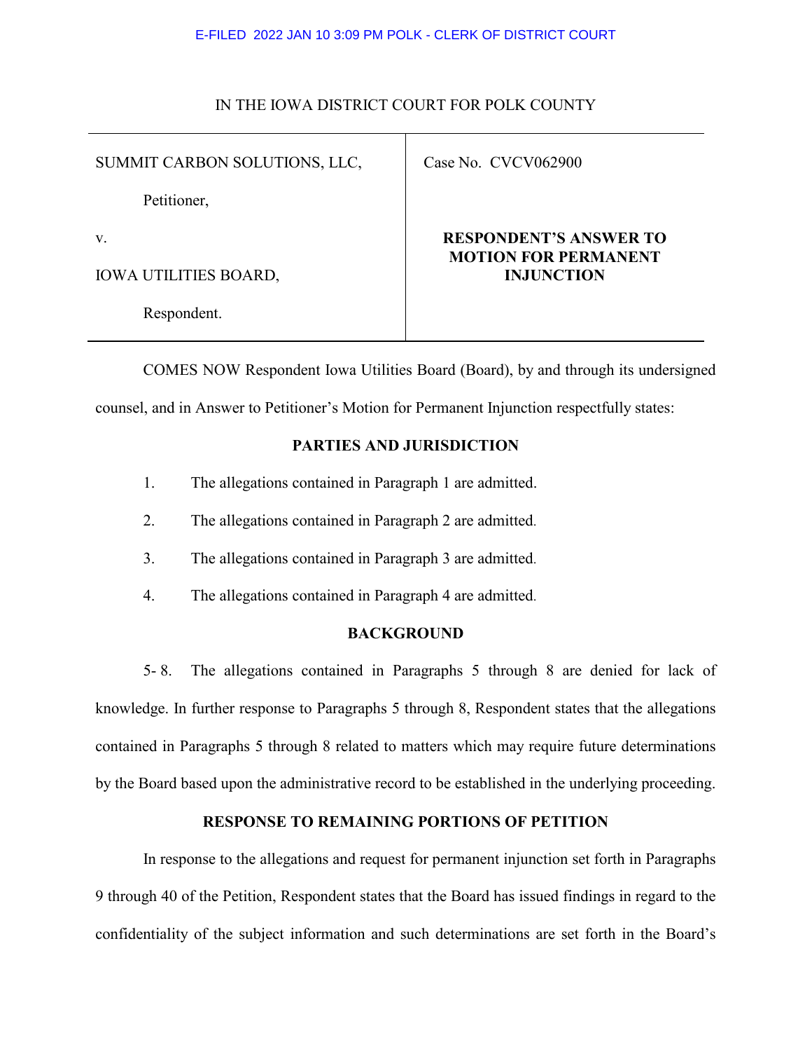E-FILED 2022 JAN 10 3:09 PM POLK - CLERK OF DISTRICT COURT

IN THE IOWA DISTRICT COURT FOR POLK COUNTY

| | |
|---|---|
| SUMMIT CARBON SOLUTIONS, LLC,<br><br>Petitioner,<br><br>v.<br><br>IOWA UTILITIES BOARD,<br><br>Respondent. | Case No. CVCV062900<br><br>**RESPONDENT'S ANSWER TO MOTION FOR PERMANENT INJUNCTION** |

COMES NOW Respondent Iowa Utilities Board (Board), by and through its undersigned counsel, and in Answer to Petitioner's Motion for Permanent Injunction respectfully states:

## PARTIES AND JURISDICTION

1. The allegations contained in Paragraph 1 are admitted.
2. The allegations contained in Paragraph 2 are admitted.
3. The allegations contained in Paragraph 3 are admitted.
4. The allegations contained in Paragraph 4 are admitted.

## BACKGROUND

5- 8. The allegations contained in Paragraphs 5 through 8 are denied for lack of knowledge. In further response to Paragraphs 5 through 8, Respondent states that the allegations contained in Paragraphs 5 through 8 related to matters which may require future determinations by the Board based upon the administrative record to be established in the underlying proceeding.

## RESPONSE TO REMAINING PORTIONS OF PETITION

In response to the allegations and request for permanent injunction set forth in Paragraphs 9 through 40 of the Petition, Respondent states that the Board has issued findings in regard to the confidentiality of the subject information and such determinations are set forth in the Board's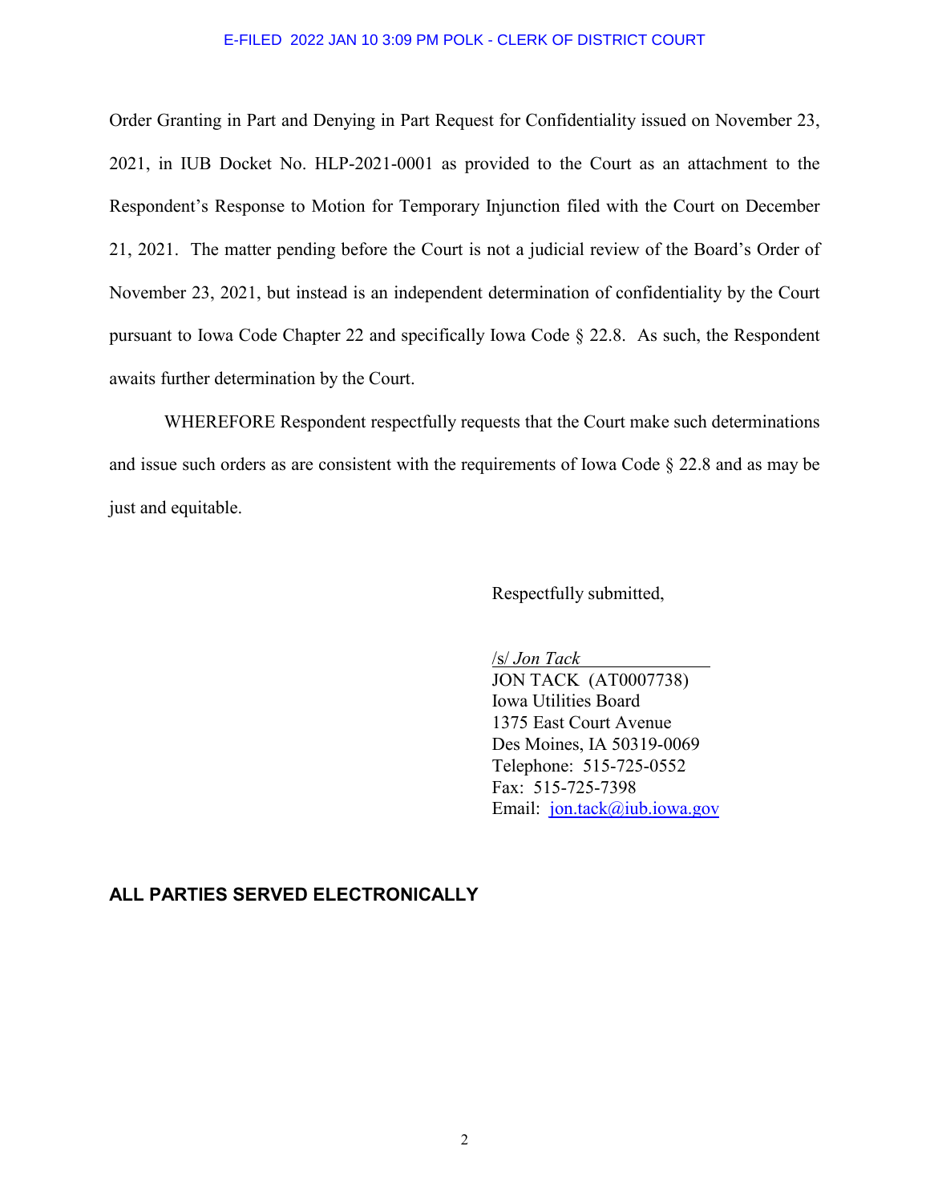Order Granting in Part and Denying in Part Request for Confidentiality issued on November 23, 2021, in IUB Docket No. HLP-2021-0001 as provided to the Court as an attachment to the Respondent's Response to Motion for Temporary Injunction filed with the Court on December 21, 2021. The matter pending before the Court is not a judicial review of the Board's Order of November 23, 2021, but instead is an independent determination of confidentiality by the Court pursuant to Iowa Code Chapter 22 and specifically Iowa Code § 22.8. As such, the Respondent awaits further determination by the Court.

WHEREFORE Respondent respectfully requests that the Court make such determinations and issue such orders as are consistent with the requirements of Iowa Code § 22.8 and as may be just and equitable.

Respectfully submitted,

/s/ *Jon Tack*
JON TACK (AT0007738)
Iowa Utilities Board
1375 East Court Avenue
Des Moines, IA 50319-0069
Telephone: 515-725-0552
Fax: 515-725-7398
Email: jon.tack@iub.iowa.gov

**ALL PARTIES SERVED ELECTRONICALLY**